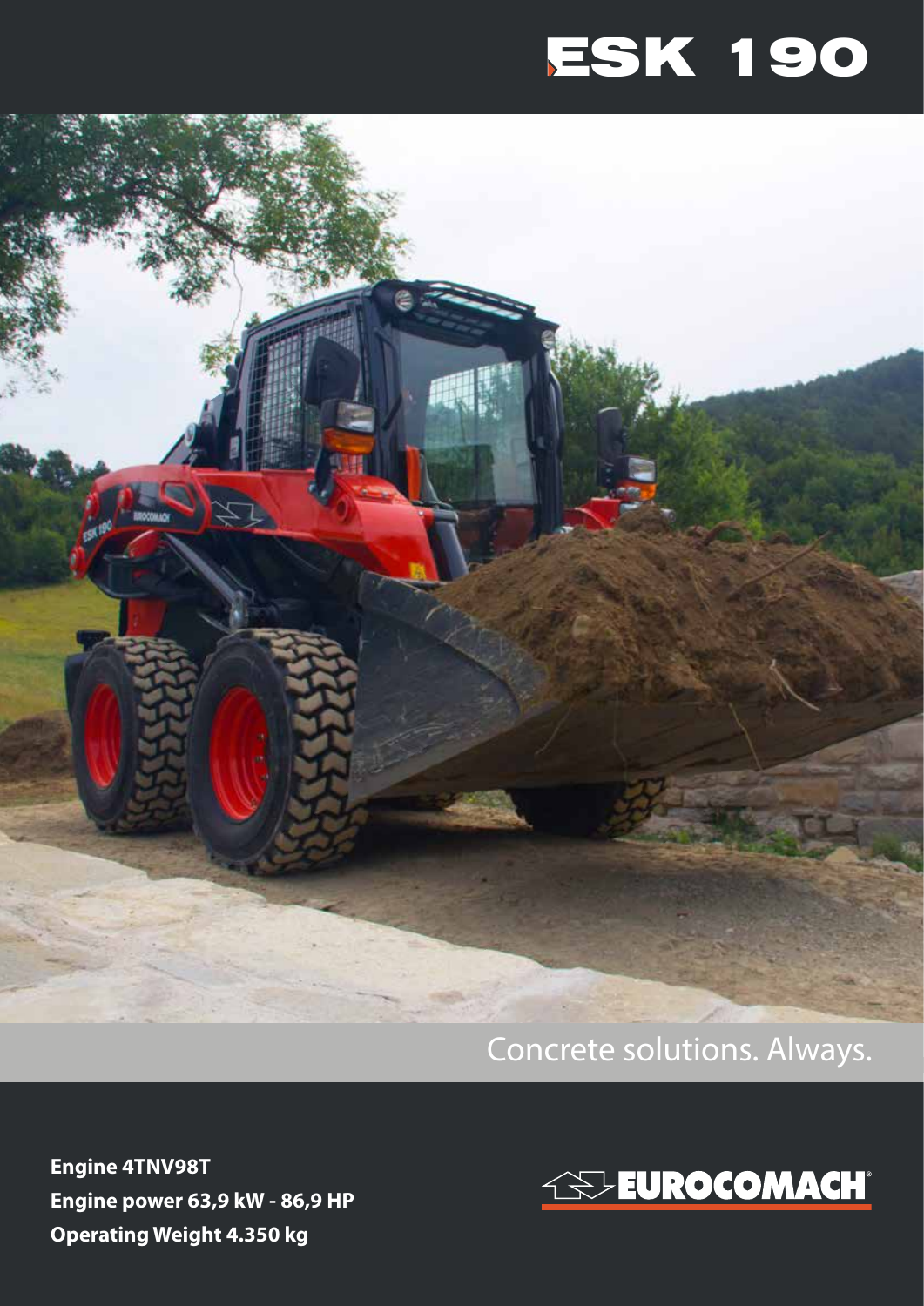# ESK 190

Concrete solutions. Always.

**Engine 4TNV98T**
**Engine power 63,9 kW - 86,9 HP**
**Operating Weight 4.350 kg**

EUROCOMACH®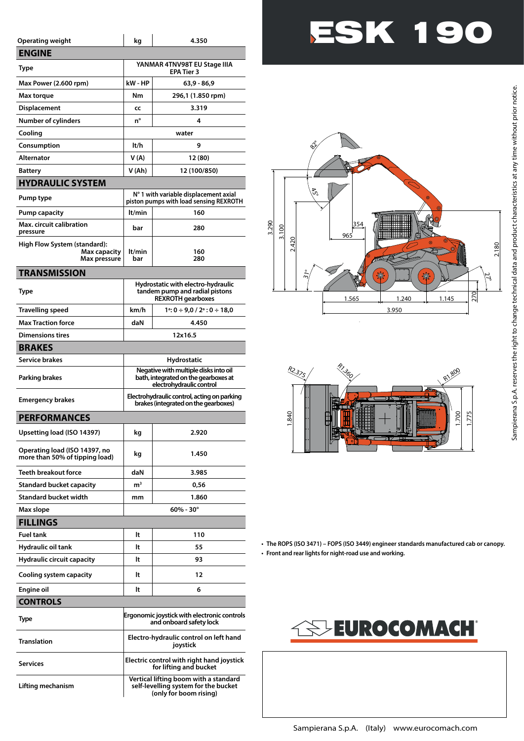# ESK 190

| | | |
|---|---|---|
| Operating weight | kg | 4.350 |

## ENGINE

| | | |
|---|---|---|
| Type | | YANMAR 4TNV98T EU Stage IIIA EPA Tier 3 |
| Max Power (2.600 rpm) | kW - HP | 63,9 - 86,9 |
| Max torque | Nm | 296,1 (1.850 rpm) |
| Displacement | cc | 3.319 |
| Number of cylinders | n° | 4 |
| Cooling | | water |
| Consumption | lt/h | 9 |
| Alternator | V (A) | 12 (80) |
| Battery | V (Ah) | 12 (100/850) |

## HYDRAULIC SYSTEM

| | | |
|---|---|---|
| Pump type | | N° 1 with variable displacement axial piston pumps with load sensing REXROTH |
| Pump capacity | lt/min | 160 |
| Max. circuit calibration pressure | bar | 280 |
| High Flow System (standard): Max capacity / Max pressure | lt/min / bar | 160 / 280 |

## TRANSMISSION

| | | |
|---|---|---|
| Type | | Hydrostatic with electro-hydraulic tandem pump and radial pistons REXROTH gearboxes |
| Travelling speed | km/h | 1ª: 0 ÷ 9,0 / 2ª : 0 ÷ 18,0 |
| Max Traction force | daN | 4.450 |
| Dimensions tires | | 12x16.5 |

## BRAKES

| | |
|---|---|
| Service brakes | Hydrostatic |
| Parking brakes | Negative with multiple disks into oil bath, integrated on the gearboxes at electrohydraulic control |
| Emergency brakes | Electrohydraulic control, acting on parking brakes (integrated on the gearboxes) |

## PERFORMANCES

| | | |
|---|---|---|
| Upsetting load (ISO 14397) | kg | 2.920 |
| Operating load (ISO 14397, no more than 50% of tipping load) | kg | 1.450 |
| Teeth breakout force | daN | 3.985 |
| Standard bucket capacity | m³ | 0,56 |
| Standard bucket width | mm | 1.860 |
| Max slope | | 60% - 30° |

## FILLINGS

| | | |
|---|---|---|
| Fuel tank | lt | 110 |
| Hydraulic oil tank | lt | 55 |
| Hydraulic circuit capacity | lt | 93 |
| Cooling system capacity | lt | 12 |
| Engine oil | lt | 6 |

## CONTROLS

| | |
|---|---|
| Type | Ergonomic joystick with electronic controls and onboard safety lock |
| Translation | Electro-hydraulic control on left hand joystick |
| Services | Electric control with right hand joystick for lifting and bucket |
| Lifting mechanism | Vertical lifting boom with a standard self-levelling system for the bucket (only for boom rising) |

82°
45°
31°
27°
3.290
3.100
2.420
354
965
2.180
270
1.565
1.240
1.145
3.950

R2.375
R1.360
R1.800
1.840
1.700
1.775

- The ROPS (ISO 3471) – FOPS (ISO 3449) engineer standards manufactured cab or canopy.
- Front and rear lights for night-road use and working.

Sampierana S.p.A. reserves the right to change technical data and product characteristics at any time without prior notice.

EUROCOMACH®

Sampierana S.p.A. (Italy) www.eurocomach.com